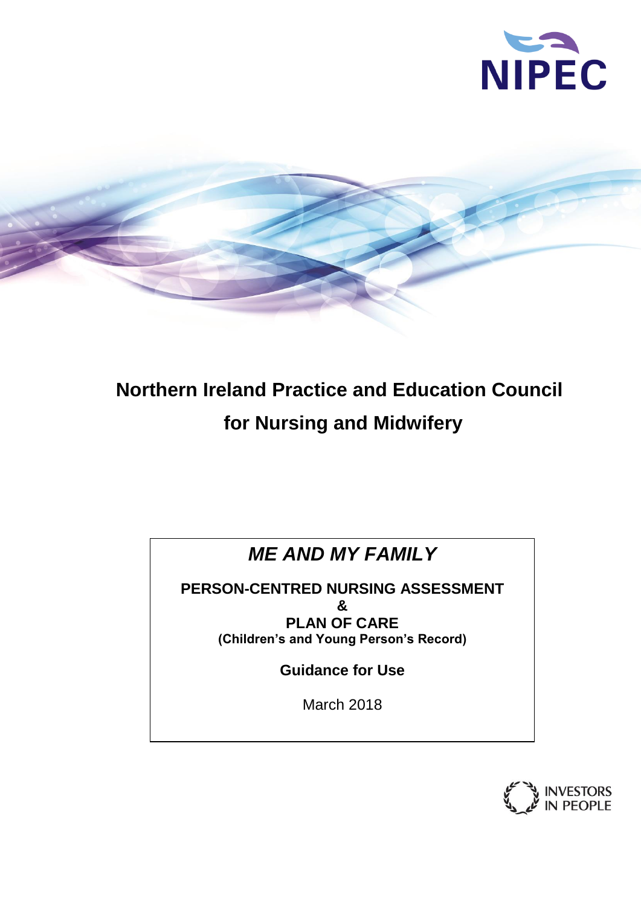NIPEC

# Northern Ireland Practice and Education Council for Nursing and Midwifery

## *ME AND MY FAMILY*

**PERSON-CENTRED NURSING ASSESSMENT**
**&**
**PLAN OF CARE**
**(Children's and Young Person's Record)**

**Guidance for Use**

March 2018

INVESTORS IN PEOPLE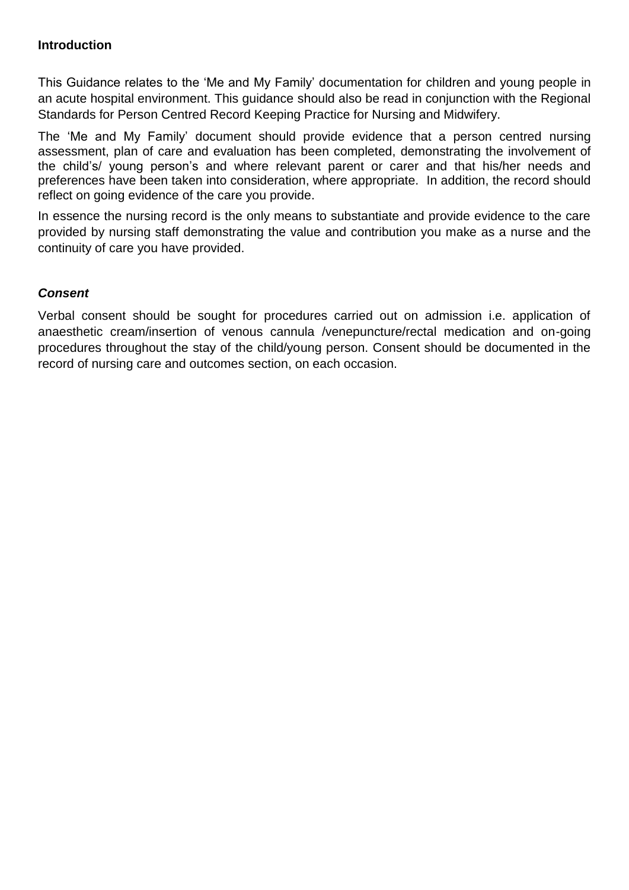**Introduction**

This Guidance relates to the 'Me and My Family' documentation for children and young people in an acute hospital environment. This guidance should also be read in conjunction with the Regional Standards for Person Centred Record Keeping Practice for Nursing and Midwifery.

The 'Me and My Family' document should provide evidence that a person centred nursing assessment, plan of care and evaluation has been completed, demonstrating the involvement of the child's/ young person's and where relevant parent or carer and that his/her needs and preferences have been taken into consideration, where appropriate. In addition, the record should reflect on going evidence of the care you provide.

In essence the nursing record is the only means to substantiate and provide evidence to the care provided by nursing staff demonstrating the value and contribution you make as a nurse and the continuity of care you have provided.

***Consent***

Verbal consent should be sought for procedures carried out on admission i.e. application of anaesthetic cream/insertion of venous cannula /venepuncture/rectal medication and on-going procedures throughout the stay of the child/young person. Consent should be documented in the record of nursing care and outcomes section, on each occasion.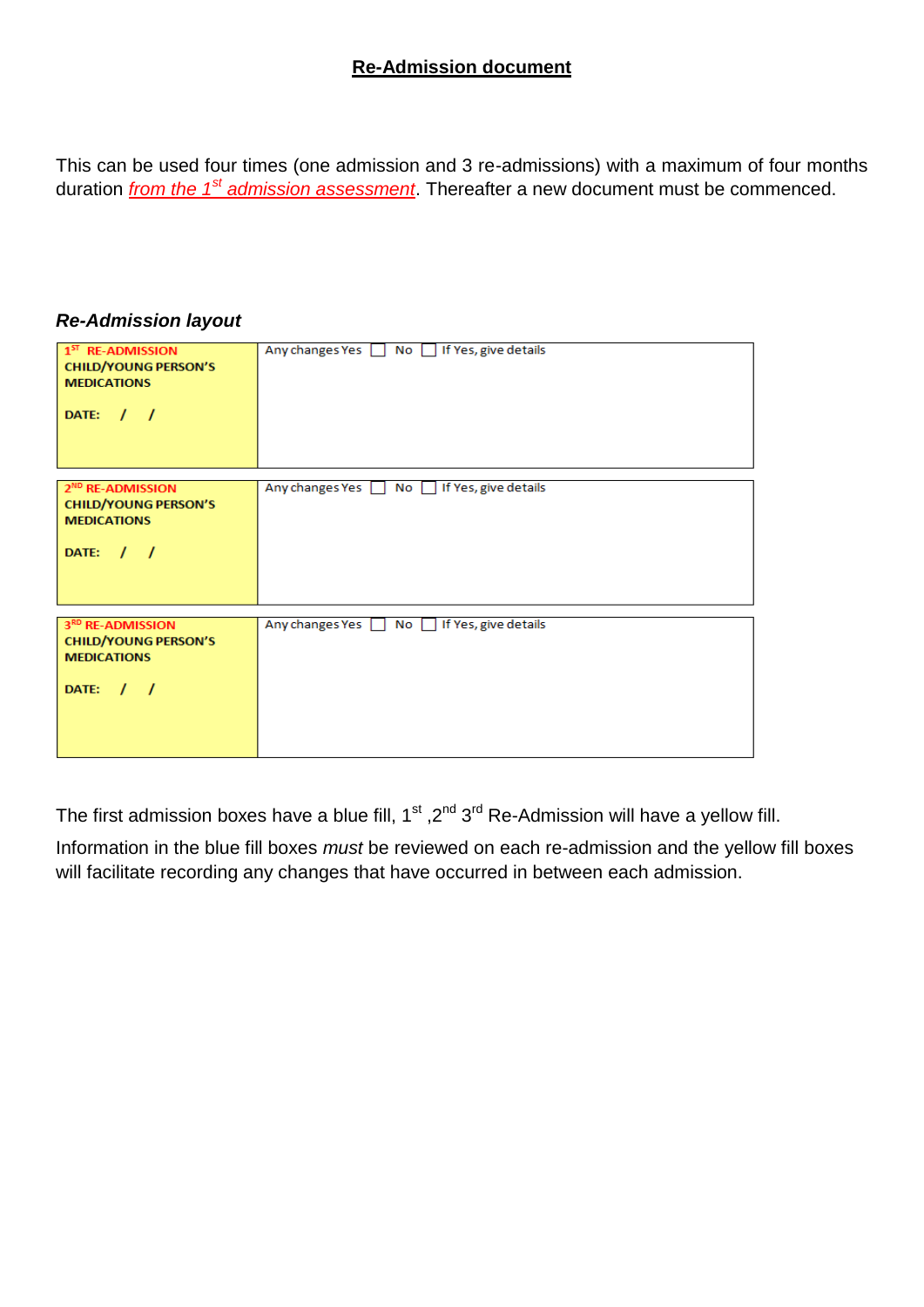## Re-Admission document

This can be used four times (one admission and 3 re-admissions) with a maximum of four months duration *from the 1st admission assessment*. Thereafter a new document must be commenced.

### *Re-Admission layout*

| **1ST RE-ADMISSION** **CHILD/YOUNG PERSON'S MEDICATIONS** **DATE: / /** | Any changes Yes ☐ No ☐ If Yes, give details |
|---|---|

| **2ND RE-ADMISSION** **CHILD/YOUNG PERSON'S MEDICATIONS** **DATE: / /** | Any changes Yes ☐ No ☐ If Yes, give details |
|---|---|

| **3RD RE-ADMISSION** **CHILD/YOUNG PERSON'S MEDICATIONS** **DATE: / /** | Any changes Yes ☐ No ☐ If Yes, give details |
|---|---|

The first admission boxes have a blue fill, 1st ,2nd 3rd Re-Admission will have a yellow fill.

Information in the blue fill boxes *must* be reviewed on each re-admission and the yellow fill boxes will facilitate recording any changes that have occurred in between each admission.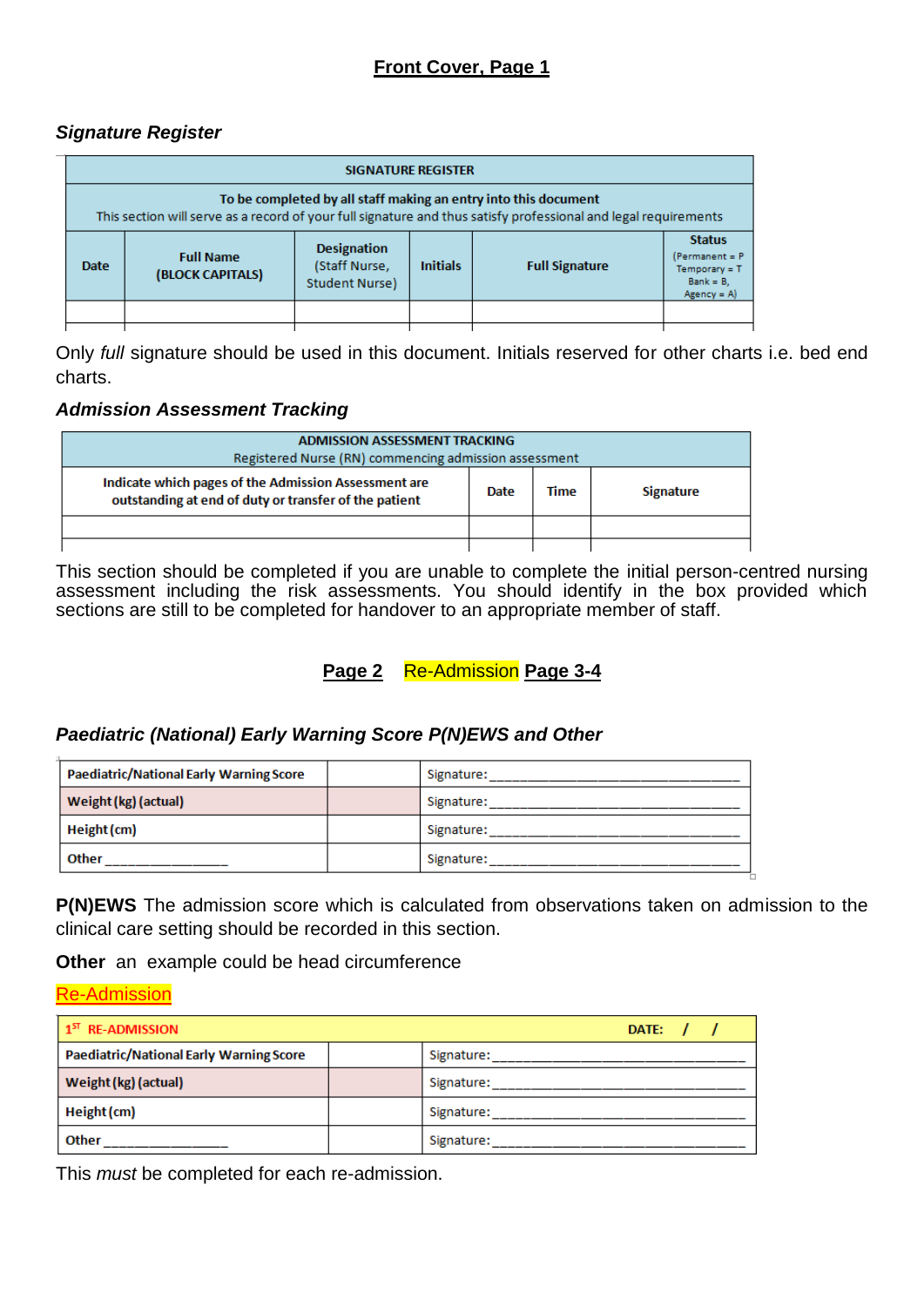## Front Cover, Page 1

### *Signature Register*

| SIGNATURE REGISTER | | | | | |
|---|---|---|---|---|---|
| **To be completed by all staff making an entry into this document**<br>This section will serve as a record of your full signature and thus satisfy professional and legal requirements | | | | | |
| **Date** | **Full Name (BLOCK CAPITALS)** | **Designation** (Staff Nurse, Student Nurse) | **Initials** | **Full Signature** | **Status** (Permanent = P Temporary = T Bank = B, Agency = A) |
| | | | | | |
| | | | | | |

Only *full* signature should be used in this document. Initials reserved for other charts i.e. bed end charts.

### *Admission Assessment Tracking*

| ADMISSION ASSESSMENT TRACKING<br>Registered Nurse (RN) commencing admission assessment | | | |
|---|---|---|---|
| **Indicate which pages of the Admission Assessment are outstanding at end of duty or transfer of the patient** | **Date** | **Time** | **Signature** |
| | | | |
| | | | |

This section should be completed if you are unable to complete the initial person-centred nursing assessment including the risk assessments. You should identify in the box provided which sections are still to be completed for handover to an appropriate member of staff.

## Page 2 Re-Admission Page 3-4

### *Paediatric (National) Early Warning Score P(N)EWS and Other*

| | | |
|---|---|---|
| **Paediatric/National Early Warning Score** | | Signature:_______________ |
| **Weight (kg) (actual)** | | Signature:_______________ |
| **Height (cm)** | | Signature:_______________ |
| **Other**_______________ | | Signature:_______________ |

**P(N)EWS** The admission score which is calculated from observations taken on admission to the clinical care setting should be recorded in this section.

**Other** an example could be head circumference

Re-Admission

| 1ST RE-ADMISSION | | DATE: / / |
|---|---|---|
| **Paediatric/National Early Warning Score** | | Signature:_______________ |
| **Weight (kg) (actual)** | | Signature:_______________ |
| **Height (cm)** | | Signature:_______________ |
| **Other**_______________ | | Signature:_______________ |

This *must* be completed for each re-admission.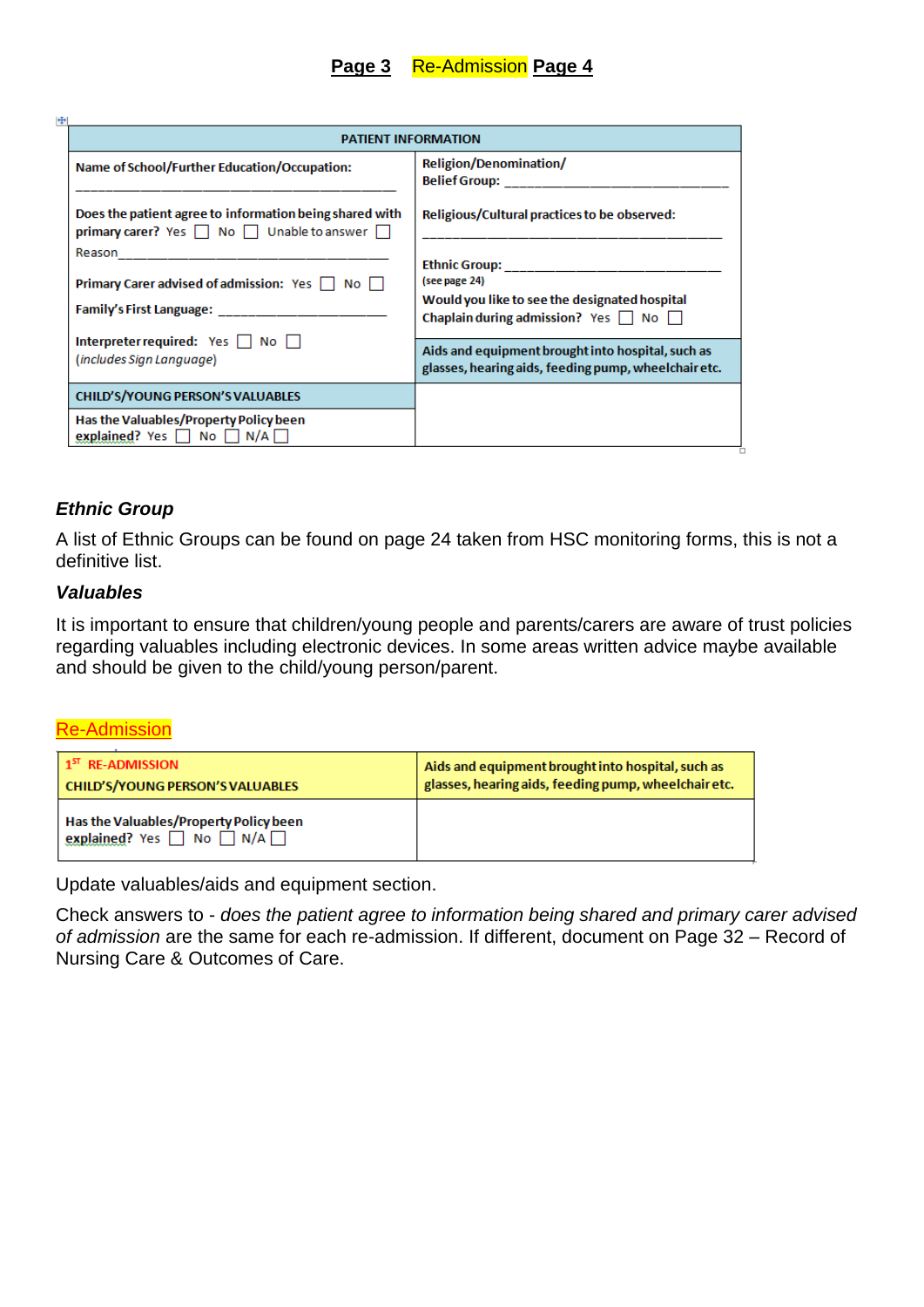**Page 3** Re-Admission **Page 4**

| PATIENT INFORMATION | |
|---|---|
| Name of School/Further Education/Occupation: ______________________________ | Religion/Denomination/ Belief Group: ______________________________ |
| Does the patient agree to information being shared with primary carer? Yes ☐ No ☐ Unable to answer ☐ Reason______________________________ Primary Carer advised of admission: Yes ☐ No ☐ Family's First Language: ______________________ Interpreter required: Yes ☐ No ☐ (*includes Sign Language*) | Religious/Cultural practices to be observed: ______________________________ Ethnic Group: ______________________________ (see page 24) Would you like to see the designated hospital Chaplain during admission? Yes ☐ No ☐ |
| | Aids and equipment brought into hospital, such as glasses, hearing aids, feeding pump, wheelchair etc. |
| CHILD'S/YOUNG PERSON'S VALUABLES | |
| Has the Valuables/Property Policy been explained? Yes ☐ No ☐ N/A ☐ | |

### *Ethnic Group*

A list of Ethnic Groups can be found on page 24 taken from HSC monitoring forms, this is not a definitive list.

### *Valuables*

It is important to ensure that children/young people and parents/carers are aware of trust policies regarding valuables including electronic devices. In some areas written advice maybe available and should be given to the child/young person/parent.

Re-Admission

| 1ST RE-ADMISSION CHILD'S/YOUNG PERSON'S VALUABLES | Aids and equipment brought into hospital, such as glasses, hearing aids, feeding pump, wheelchair etc. |
|---|---|
| Has the Valuables/Property Policy been explained? Yes ☐ No ☐ N/A ☐ | |

Update valuables/aids and equipment section.

Check answers to - *does the patient agree to information being shared and primary carer advised of admission* are the same for each re-admission. If different, document on Page 32 – Record of Nursing Care & Outcomes of Care.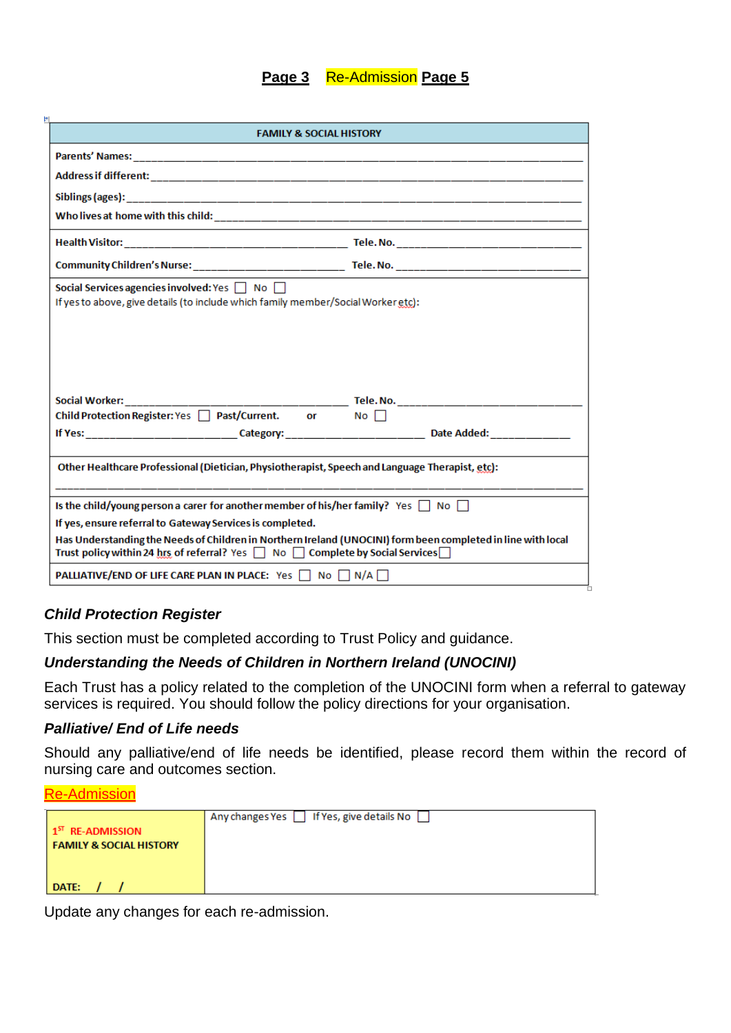**Page 3** Re-Admission **Page 5**

| FAMILY & SOCIAL HISTORY |
|---|
| Parents' Names: ____________________ |
| Address if different: ____________________ |
| Siblings (ages): ____________________ |
| Who lives at home with this child: ____________________ |
| Health Visitor: ____________________ Tele. No. ____________________ |
| Community Children's Nurse: ____________________ Tele. No. ____________________ |
| Social Services agencies involved: Yes ☐ No ☐<br>If yes to above, give details (to include which family member/Social Worker etc): |
| Social Worker: ____________________ Tele. No. ____________________<br>Child Protection Register: Yes ☐ Past/Current. or No ☐<br>If Yes: ____________ Category: ____________ Date Added: ____________ |
| Other Healthcare Professional (Dietician, Physiotherapist, Speech and Language Therapist, etc):<br>____________________ |
| Is the child/young person a carer for another member of his/her family? Yes ☐ No ☐<br>If yes, ensure referral to Gateway Services is completed.<br>Has Understanding the Needs of Children in Northern Ireland (UNOCINI) form been completed in line with local Trust policy within 24 hrs of referral? Yes ☐ No ☐ Complete by Social Services ☐ |
| PALLIATIVE/END OF LIFE CARE PLAN IN PLACE: Yes ☐ No ☐ N/A ☐ |

### *Child Protection Register*

This section must be completed according to Trust Policy and guidance.

### *Understanding the Needs of Children in Northern Ireland (UNOCINI)*

Each Trust has a policy related to the completion of the UNOCINI form when a referral to gateway services is required. You should follow the policy directions for your organisation.

### *Palliative/ End of Life needs*

Should any palliative/end of life needs be identified, please record them within the record of nursing care and outcomes section.

Re-Admission

| 1ST RE-ADMISSION<br>FAMILY & SOCIAL HISTORY<br><br>DATE: / / | Any changes Yes ☐ If Yes, give details No ☐ |
|---|---|

Update any changes for each re-admission.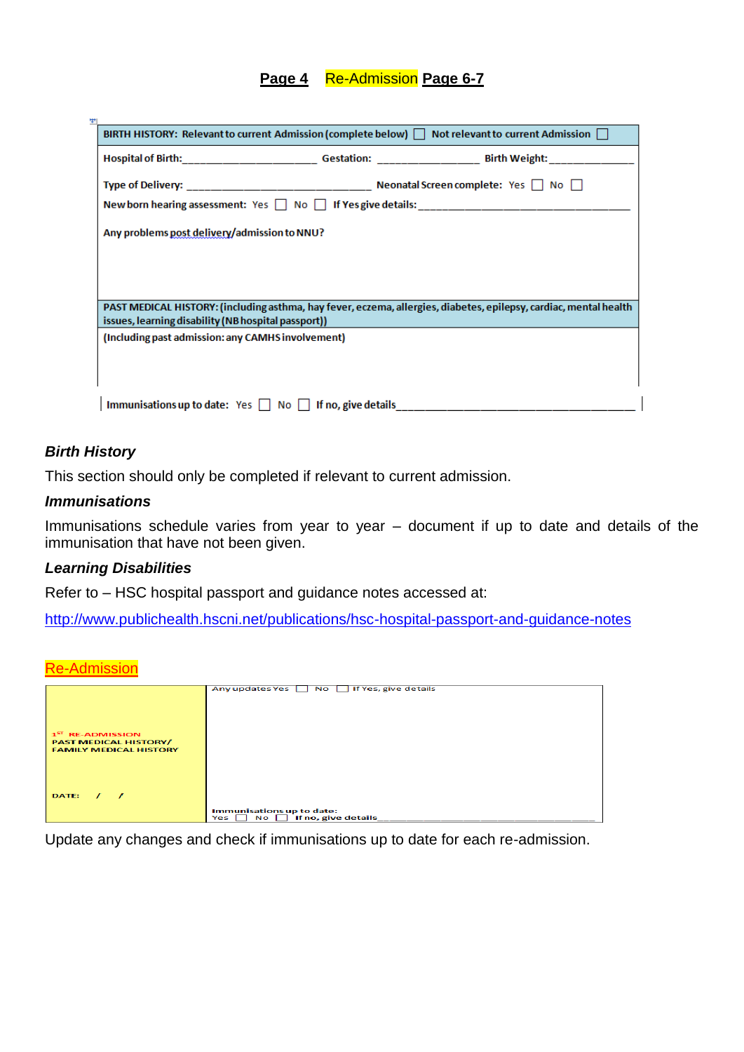**Page 4** Re-Admission **Page 6-7**

| BIRTH HISTORY: Relevant to current Admission (complete below) ☐ Not relevant to current Admission ☐ |
|---|
| Hospital of Birth:______________________ Gestation: ________________ Birth Weight:______________<br><br>Type of Delivery: ______________________________ Neonatal Screen complete: Yes ☐ No ☐<br><br>New born hearing assessment: Yes ☐ No ☐ If Yes give details:_______________________________________<br><br>Any problems post delivery/admission to NNU? |
| PAST MEDICAL HISTORY: (including asthma, hay fever, eczema, allergies, diabetes, epilepsy, cardiac, mental health issues, learning disability (NB hospital passport)) |
| (Including past admission: any CAMHS involvement) |
| Immunisations up to date: Yes ☐ No ☐ If no, give details_____________________________________ |

### *Birth History*

This section should only be completed if relevant to current admission.

### *Immunisations*

Immunisations schedule varies from year to year – document if up to date and details of the immunisation that have not been given.

### *Learning Disabilities*

Refer to – HSC hospital passport and guidance notes accessed at:

http://www.publichealth.hscni.net/publications/hsc-hospital-passport-and-guidance-notes

## Re-Admission

| 1ST RE-ADMISSION<br>PAST MEDICAL HISTORY/<br>FAMILY MEDICAL HISTORY<br><br>DATE: / / | Any updates Yes ☐ No ☐ If Yes, give details<br><br>Immunisations up to date:<br>Yes ☐ No ☐ If no, give details_______________________________ |
|---|---|

Update any changes and check if immunisations up to date for each re-admission.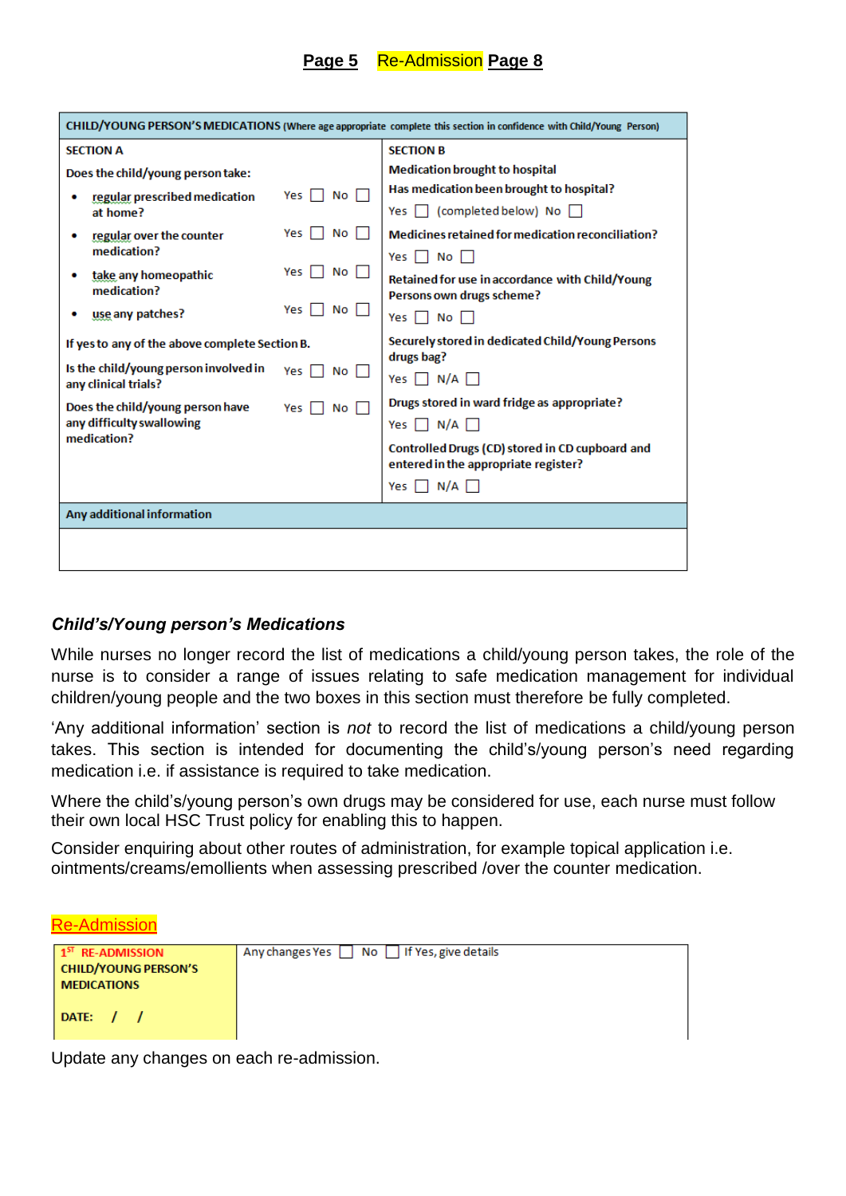**Page 5** Re-Admission **Page 8**

| CHILD/YOUNG PERSON'S MEDICATIONS (Where age appropriate complete this section in confidence with Child/Young Person) | |
|---|---|
| **SECTION A** | **SECTION B** |
| Does the child/young person take: | Medication brought to hospital |
| • regular prescribed medication at home? Yes ☐ No ☐ | Has medication been brought to hospital? Yes ☐ (completed below) No ☐ |
| • regular over the counter medication? Yes ☐ No ☐ | Medicines retained for medication reconciliation? Yes ☐ No ☐ |
| • take any homeopathic medication? Yes ☐ No ☐ | Retained for use in accordance with Child/Young Persons own drugs scheme? Yes ☐ No ☐ |
| • use any patches? Yes ☐ No ☐ | Securely stored in dedicated Child/Young Persons drugs bag? Yes ☐ N/A ☐ |
| If yes to any of the above complete Section B. | Drugs stored in ward fridge as appropriate? Yes ☐ N/A ☐ |
| Is the child/young person involved in any clinical trials? Yes ☐ No ☐ | Controlled Drugs (CD) stored in CD cupboard and entered in the appropriate register? Yes ☐ N/A ☐ |
| Does the child/young person have any difficulty swallowing medication? Yes ☐ No ☐ | |
| **Any additional information** | |
| | |

### *Child's/Young person's Medications*

While nurses no longer record the list of medications a child/young person takes, the role of the nurse is to consider a range of issues relating to safe medication management for individual children/young people and the two boxes in this section must therefore be fully completed.

'Any additional information' section is *not* to record the list of medications a child/young person takes. This section is intended for documenting the child's/young person's need regarding medication i.e. if assistance is required to take medication.

Where the child's/young person's own drugs may be considered for use, each nurse must follow their own local HSC Trust policy for enabling this to happen.

Consider enquiring about other routes of administration, for example topical application i.e. ointments/creams/emollients when assessing prescribed /over the counter medication.

Re-Admission

| 1ST RE-ADMISSION CHILD/YOUNG PERSON'S MEDICATIONS<br><br>DATE: / / | Any changes Yes ☐ No ☐ If Yes, give details |
|---|---|

Update any changes on each re-admission.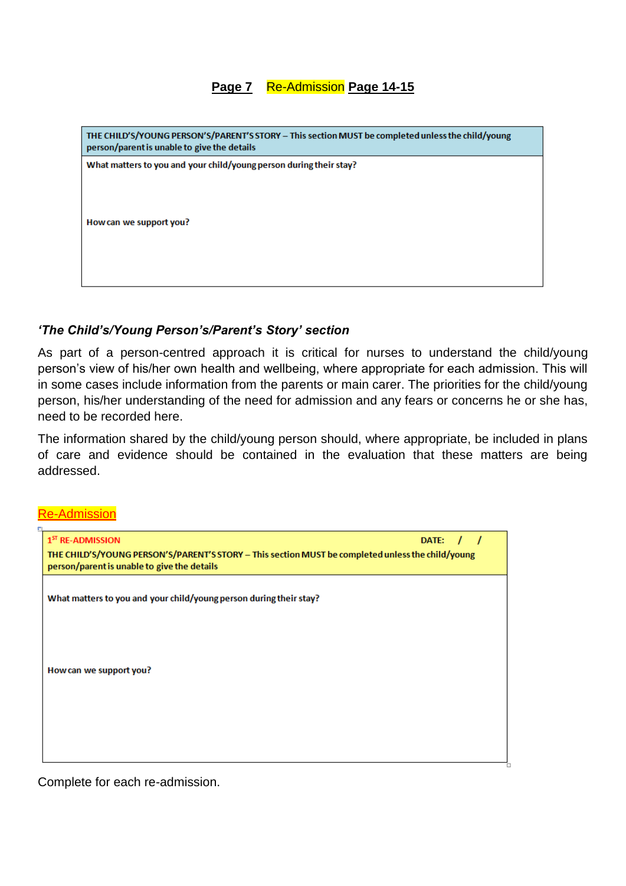**Page 7** Re-Admission **Page 14-15**

| THE CHILD'S/YOUNG PERSON'S/PARENT'S STORY – This section MUST be completed unless the child/young person/parent is unable to give the details |
| --- |
| What matters to you and your child/young person during their stay?<br><br><br>How can we support you? |

### *'The Child's/Young Person's/Parent's Story' section*

As part of a person-centred approach it is critical for nurses to understand the child/young person's view of his/her own health and wellbeing, where appropriate for each admission. This will in some cases include information from the parents or main carer. The priorities for the child/young person, his/her understanding of the need for admission and any fears or concerns he or she has, need to be recorded here.

The information shared by the child/young person should, where appropriate, be included in plans of care and evidence should be contained in the evaluation that these matters are being addressed.

Re-Admission

| 1ST RE-ADMISSION DATE: / / <br>THE CHILD'S/YOUNG PERSON'S/PARENT'S STORY – This section MUST be completed unless the child/young person/parent is unable to give the details |
| --- |
| What matters to you and your child/young person during their stay?<br><br><br>How can we support you? |

Complete for each re-admission.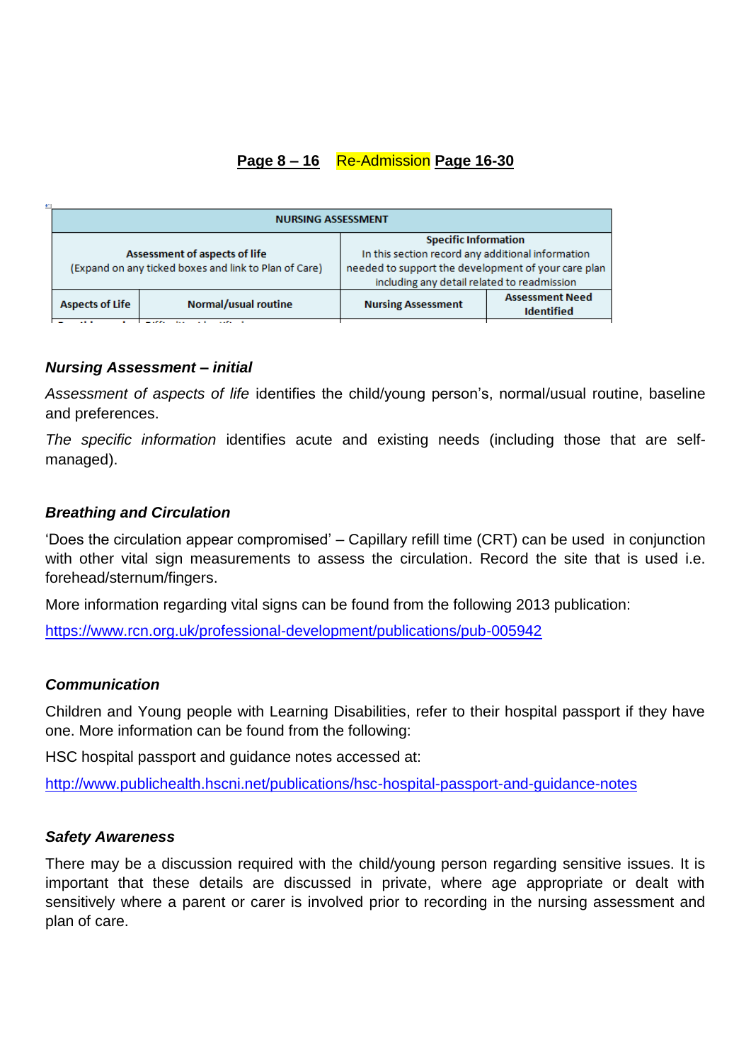**Page 8 – 16** Re-Admission **Page 16-30**

| NURSING ASSESSMENT | | | |
|---|---|---|---|
| Assessment of aspects of life<br>(Expand on any ticked boxes and link to Plan of Care) | | Specific Information<br>In this section record any additional information needed to support the development of your care plan including any detail related to readmission | |
| Aspects of Life | Normal/usual routine | Nursing Assessment | Assessment Need Identified |

***Nursing Assessment – initial***

*Assessment of aspects of life* identifies the child/young person's, normal/usual routine, baseline and preferences.

*The specific information* identifies acute and existing needs (including those that are self-managed).

***Breathing and Circulation***

'Does the circulation appear compromised' – Capillary refill time (CRT) can be used in conjunction with other vital sign measurements to assess the circulation. Record the site that is used i.e. forehead/sternum/fingers.

More information regarding vital signs can be found from the following 2013 publication:

https://www.rcn.org.uk/professional-development/publications/pub-005942

***Communication***

Children and Young people with Learning Disabilities, refer to their hospital passport if they have one. More information can be found from the following:

HSC hospital passport and guidance notes accessed at:

http://www.publichealth.hscni.net/publications/hsc-hospital-passport-and-guidance-notes

***Safety Awareness***

There may be a discussion required with the child/young person regarding sensitive issues. It is important that these details are discussed in private, where age appropriate or dealt with sensitively where a parent or carer is involved prior to recording in the nursing assessment and plan of care.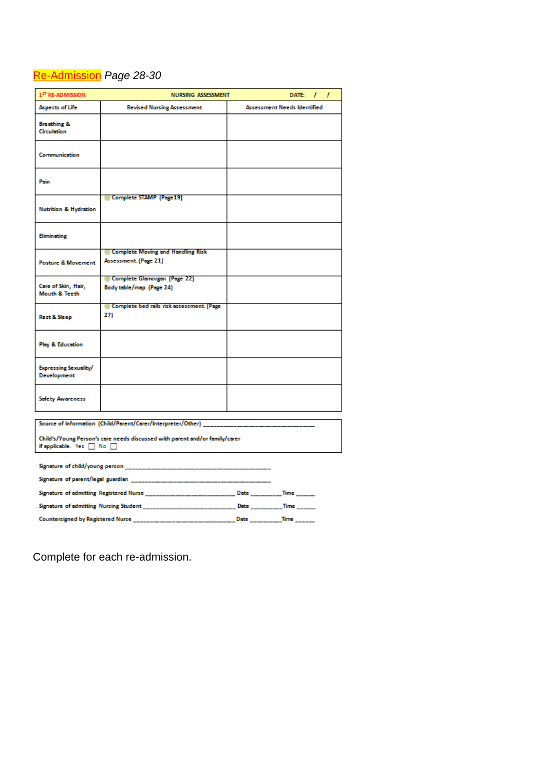Re-Admission *Page 28-30*

| 1ST RE-ADMISSION | NURSING ASSESSMENT | DATE: / / |
|---|---|---|
| Aspects of Life | Revised Nursing Assessment | Assessment Needs Identified |
| Breathing & Circulation | | |
| Communication | | |
| Pain | | |
| Nutrition & Hydration | Complete STAMP (Page19) | |
| Eliminating | | |
| Posture & Movement | Complete Moving and Handling Risk Assessment. (Page 21) | |
| Care of Skin, Hair, Mouth & Teeth | Complete Glamorgan (Page 22) Body table/map (Page 24) | |
| Rest & Sleep | Complete bed rails risk assessment. (Page 27) | |
| Play & Education | | |
| Expressing Sexuality/ Development | | |
| Safety Awareness | | |

Source of Information (Child/Parent/Carer/Interpreter/Other) ______________________________

Child's/Young Person's care needs discussed with parent and/or family/carer if applicable. Yes ☐ No ☐

Signature of child/young person ________________________________________

Signature of parent/legal guardian ________________________________________

Signature of admitting Registered Nurse _________________________ Date ________ Time _____

Signature of admitting Nursing Student _________________________ Date ________ Time _____

Countersigned by Registered Nurse ___________________________ Date ________ Time _____

Complete for each re-admission.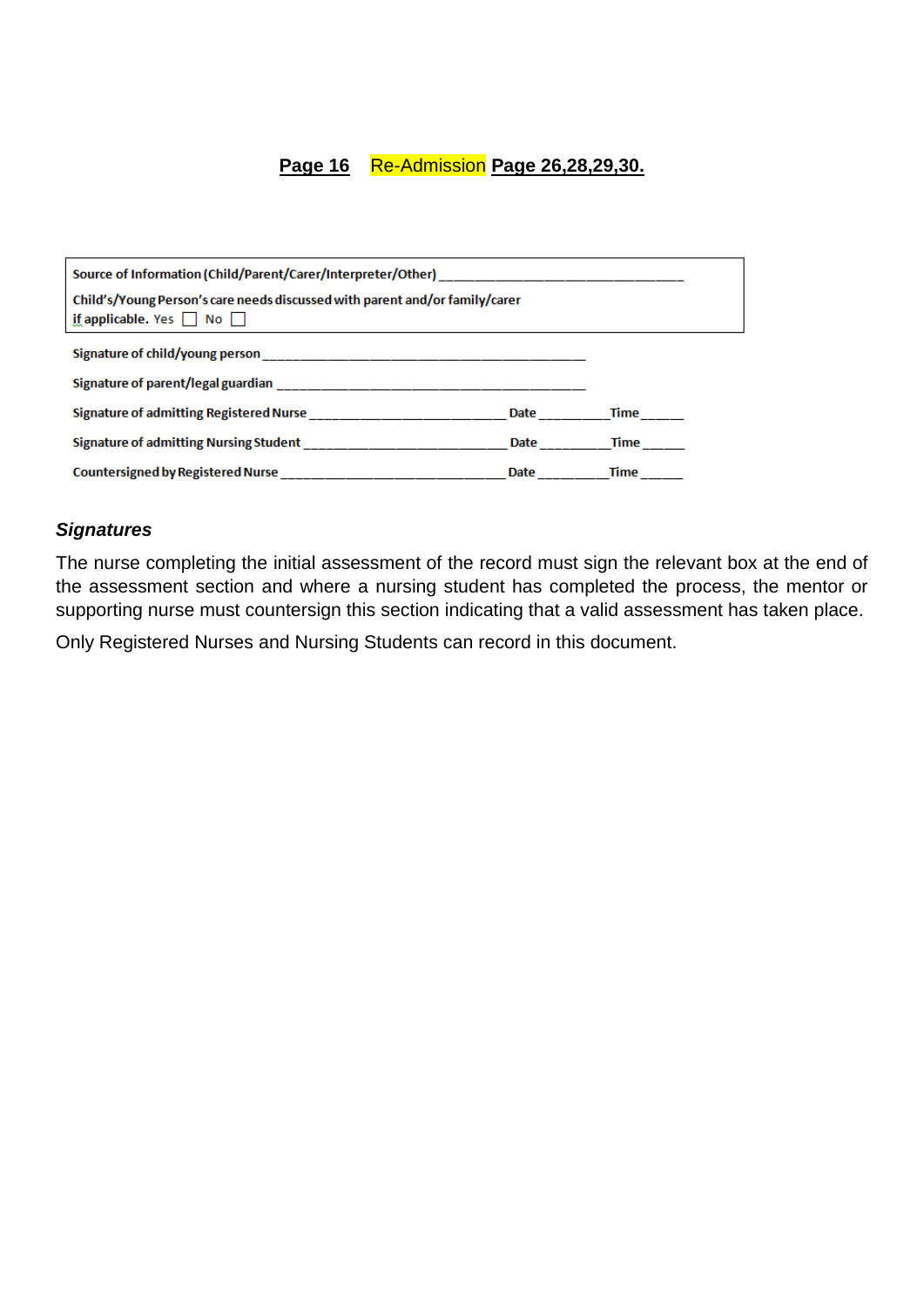**Page 16** Re-Admission **Page 26,28,29,30.**

Source of Information (Child/Parent/Carer/Interpreter/Other) ______________________________

Child's/Young Person's care needs discussed with parent and/or family/carer if applicable. Yes ☐ No ☐

Signature of child/young person ____________________________________________

Signature of parent/legal guardian __________________________________________

Signature of admitting Registered Nurse ___________________________ Date _________ Time ______

Signature of admitting Nursing Student ____________________________ Date _________ Time ______

Countersigned by Registered Nurse ________________________________ Date _________ Time ______

### *Signatures*

The nurse completing the initial assessment of the record must sign the relevant box at the end of the assessment section and where a nursing student has completed the process, the mentor or supporting nurse must countersign this section indicating that a valid assessment has taken place.

Only Registered Nurses and Nursing Students can record in this document.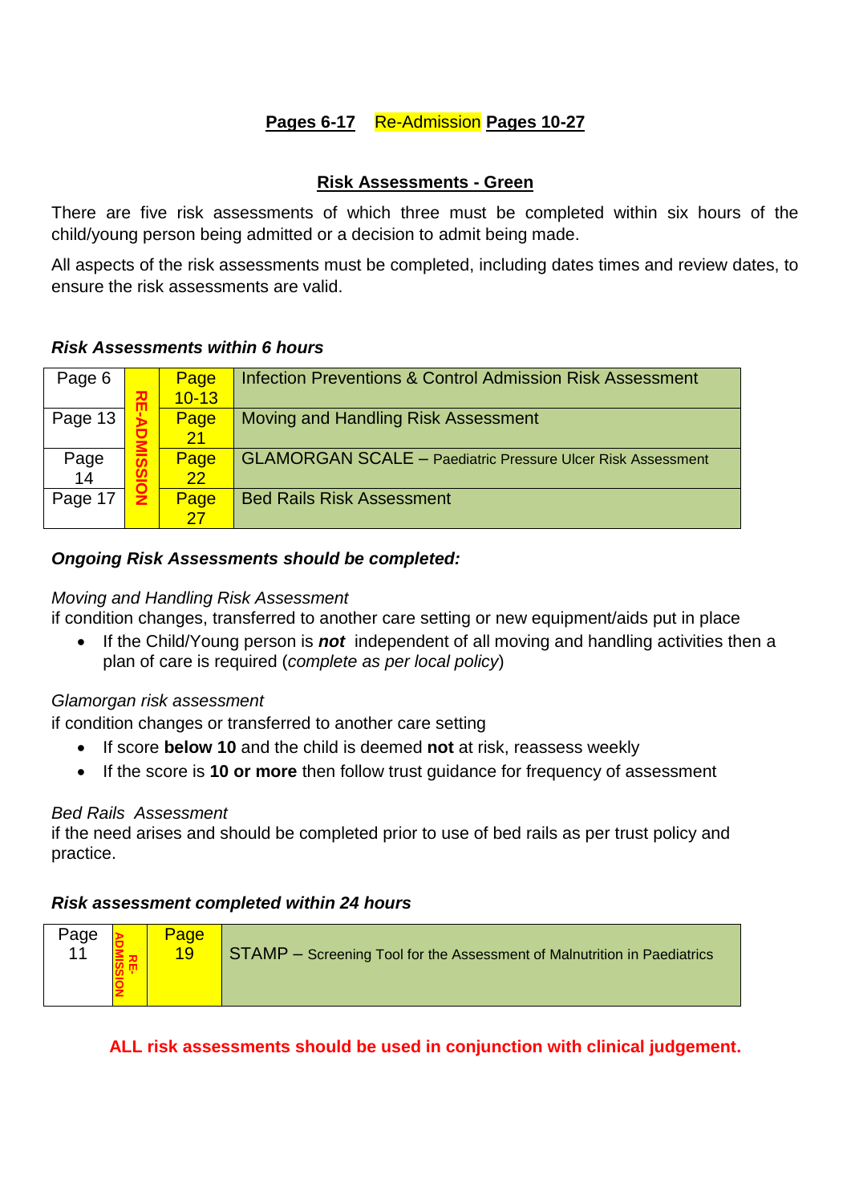**Pages 6-17** Re-Admission **Pages 10-27**

## Risk Assessments - Green

There are five risk assessments of which three must be completed within six hours of the child/young person being admitted or a decision to admit being made.

All aspects of the risk assessments must be completed, including dates times and review dates, to ensure the risk assessments are valid.

***Risk Assessments within 6 hours***

| | RE-ADMISSION | | |
|---|---|---|---|
| Page 6 | | Page 10-13 | Infection Preventions & Control Admission Risk Assessment |
| Page 13 | | Page 21 | Moving and Handling Risk Assessment |
| Page 14 | | Page 22 | GLAMORGAN SCALE – Paediatric Pressure Ulcer Risk Assessment |
| Page 17 | | Page 27 | Bed Rails Risk Assessment |

***Ongoing Risk Assessments should be completed:***

*Moving and Handling Risk Assessment*
if condition changes, transferred to another care setting or new equipment/aids put in place

- If the Child/Young person is ***not*** independent of all moving and handling activities then a plan of care is required (*complete as per local policy*)

*Glamorgan risk assessment*
if condition changes or transferred to another care setting

- If score **below 10** and the child is deemed **not** at risk, reassess weekly
- If the score is **10 or more** then follow trust guidance for frequency of assessment

*Bed Rails Assessment*
if the need arises and should be completed prior to use of bed rails as per trust policy and practice.

***Risk assessment completed within 24 hours***

| | RE-ADMISSION | | |
|---|---|---|---|
| Page 11 | | Page 19 | STAMP – Screening Tool for the Assessment of Malnutrition in Paediatrics |

**ALL risk assessments should be used in conjunction with clinical judgement.**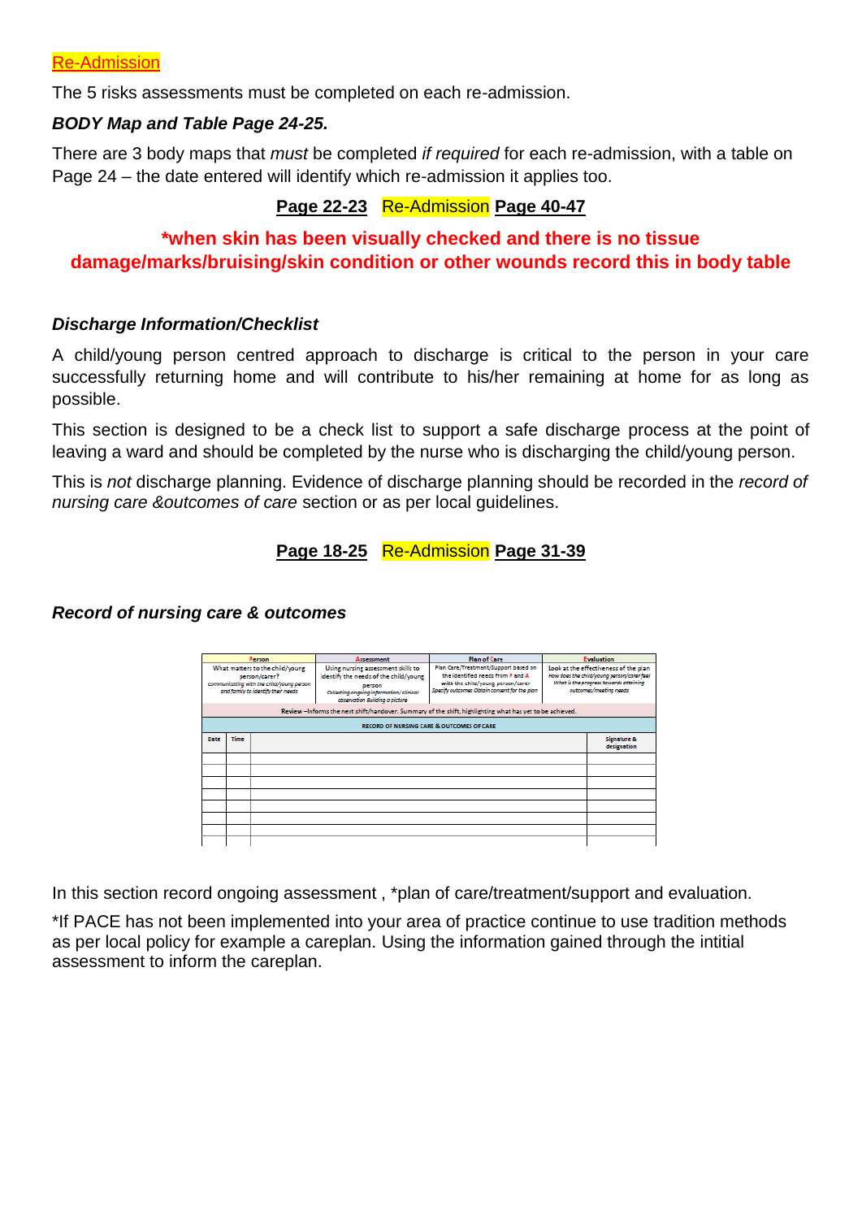Re-Admission

The 5 risks assessments must be completed on each re-admission.

***BODY Map and Table Page 24-25.***

There are 3 body maps that *must* be completed *if required* for each re-admission, with a table on Page 24 – the date entered will identify which re-admission it applies too.

**Page 22-23** Re-Admission **Page 40-47**

**\*when skin has been visually checked and there is no tissue damage/marks/bruising/skin condition or other wounds record this in body table**

***Discharge Information/Checklist***

A child/young person centred approach to discharge is critical to the person in your care successfully returning home and will contribute to his/her remaining at home for as long as possible.

This section is designed to be a check list to support a safe discharge process at the point of leaving a ward and should be completed by the nurse who is discharging the child/young person.

This is *not* discharge planning. Evidence of discharge planning should be recorded in the *record of nursing care &outcomes of care* section or as per local guidelines.

**Page 18-25** Re-Admission **Page 31-39**

***Record of nursing care & outcomes***

| Person | Assessment | Plan of Care | Evaluation |
|---|---|---|---|
| What matters to the child/young person/carer? *communicating with the child/young person and family to identify their needs* | Using nursing assessment skills to identify the needs of the child/young person *Collating ongoing information/clinical observation Building a picture* | Plan Care/Treatment/Support based on the identified needs from P and A *with the child/young person/carer Specify outcomes Obtain consent for the plan* | Look at the effectiveness of the plan *How does the child/young person/carer feel What is the progress towards attaining outcomes/meeting needs* |
| Review – Informs the next shift/handover. Summary of the shift, highlighting what has yet to be achieved. | | | |

| RECORD OF NURSING CARE & OUTCOMES OF CARE | | | |
|---|---|---|---|
| Date | Time | | Signature & designation |
| | | | |
| | | | |
| | | | |
| | | | |
| | | | |
| | | | |
| | | | |
| | | | |

In this section record ongoing assessment , \*plan of care/treatment/support and evaluation.

\*If PACE has not been implemented into your area of practice continue to use tradition methods as per local policy for example a careplan. Using the information gained through the intitial assessment to inform the careplan.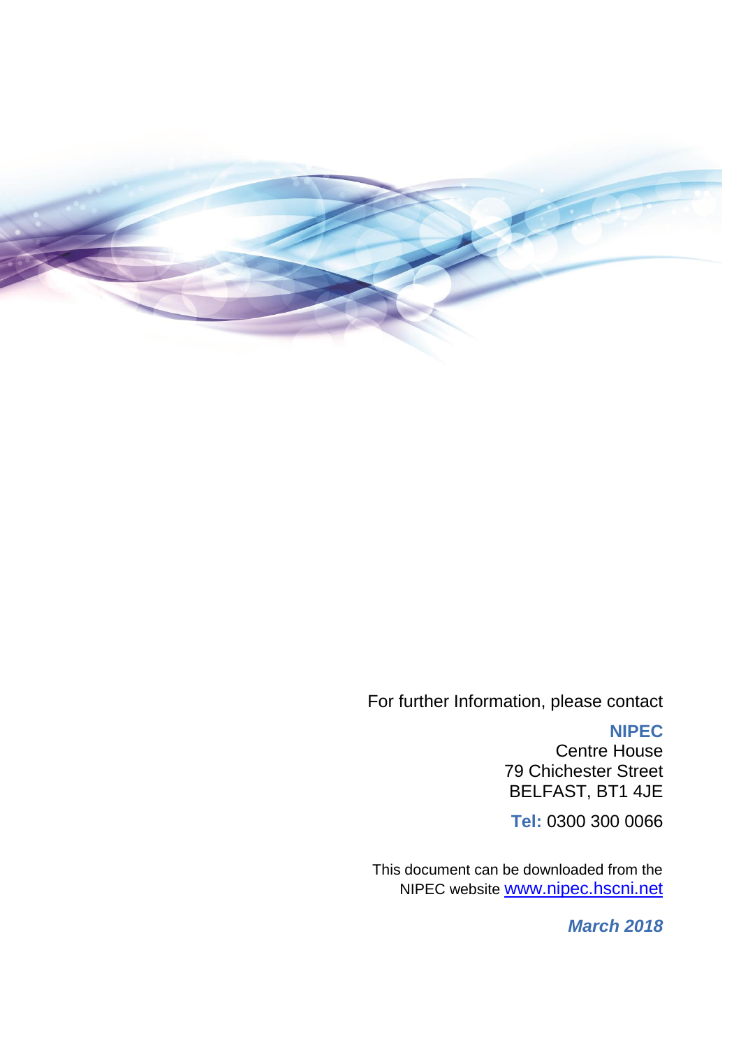For further Information, please contact

**NIPEC**
Centre House
79 Chichester Street
BELFAST, BT1 4JE

**Tel:** 0300 300 0066

This document can be downloaded from the NIPEC website www.nipec.hscni.net

***March 2018***